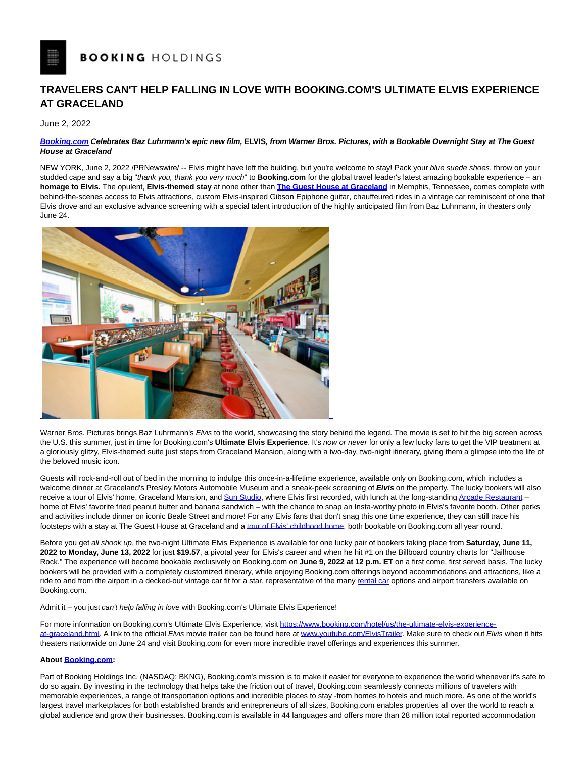BOOKING HOLDINGS

# TRAVELERS CAN'T HELP FALLING IN LOVE WITH BOOKING.COM'S ULTIMATE ELVIS EXPERIENCE AT GRACELAND

June 2, 2022

***Booking.com* Celebrates Baz Luhrmann's epic new film, ELVIS, from Warner Bros. Pictures, with a Bookable Overnight Stay at The Guest House at Graceland**

NEW YORK, June 2, 2022 /PRNewswire/ -- Elvis might have left the building, but you're welcome to stay! Pack your *blue suede shoes*, throw on your studded cape and say a big "*thank you, thank you very much*" to **Booking.com** for the global travel leader's latest amazing bookable experience – an **homage to Elvis.** The opulent, **Elvis-themed stay** at none other than **The Guest House at Graceland** in Memphis, Tennessee, comes complete with behind-the-scenes access to Elvis attractions, custom Elvis-inspired Gibson Epiphone guitar, chauffeured rides in a vintage car reminiscent of one that Elvis drove and an exclusive advance screening with a special talent introduction of the highly anticipated film from Baz Luhrmann, in theaters only June 24.

Warner Bros. Pictures brings Baz Luhrmann's *Elvis* to the world, showcasing the story behind the legend. The movie is set to hit the big screen across the U.S. this summer, just in time for Booking.com's **Ultimate Elvis Experience**. It's *now or never* for only a few lucky fans to get the VIP treatment at a gloriously glitzy, Elvis-themed suite just steps from Graceland Mansion, along with a two-day, two-night itinerary, giving them a glimpse into the life of the beloved music icon.

Guests will rock-and-roll out of bed in the morning to indulge this once-in-a-lifetime experience, available only on Booking.com, which includes a welcome dinner at Graceland's Presley Motors Automobile Museum and a sneak-peek screening of ***Elvis*** on the property. The lucky bookers will also receive a tour of Elvis' home, Graceland Mansion, and Sun Studio, where Elvis first recorded, with lunch at the long-standing Arcade Restaurant – home of Elvis' favorite fried peanut butter and banana sandwich – with the chance to snap an Insta-worthy photo in Elvis's favorite booth. Other perks and activities include dinner on iconic Beale Street and more! For any Elvis fans that don't snag this one time experience, they can still trace his footsteps with a stay at The Guest House at Graceland and a tour of Elvis' childhood home, both bookable on Booking.com all year round.

Before you get *all shook up*, the two-night Ultimate Elvis Experience is available for one lucky pair of bookers taking place from **Saturday, June 11, 2022 to Monday, June 13, 2022** for just **$19.57**, a pivotal year for Elvis's career and when he hit #1 on the Billboard country charts for "Jailhouse Rock." The experience will become bookable exclusively on Booking.com on **June 9, 2022 at 12 p.m. ET** on a first come, first served basis. The lucky bookers will be provided with a completely customized itinerary, while enjoying Booking.com offerings beyond accommodations and attractions, like a ride to and from the airport in a decked-out vintage car fit for a star, representative of the many rental car options and airport transfers available on Booking.com.

Admit it – you just *can't help falling in love* with Booking.com's Ultimate Elvis Experience!

For more information on Booking.com's Ultimate Elvis Experience, visit https://www.booking.com/hotel/us/the-ultimate-elvis-experience-at-graceland.html. A link to the official *Elvis* movie trailer can be found here at www.youtube.com/ElvisTrailer. Make sure to check out *Elvis* when it hits theaters nationwide on June 24 and visit Booking.com for even more incredible travel offerings and experiences this summer.

**About Booking.com:**

Part of Booking Holdings Inc. (NASDAQ: BKNG), Booking.com's mission is to make it easier for everyone to experience the world whenever it's safe to do so again. By investing in the technology that helps take the friction out of travel, Booking.com seamlessly connects millions of travelers with memorable experiences, a range of transportation options and incredible places to stay -from homes to hotels and much more. As one of the world's largest travel marketplaces for both established brands and entrepreneurs of all sizes, Booking.com enables properties all over the world to reach a global audience and grow their businesses. Booking.com is available in 44 languages and offers more than 28 million total reported accommodation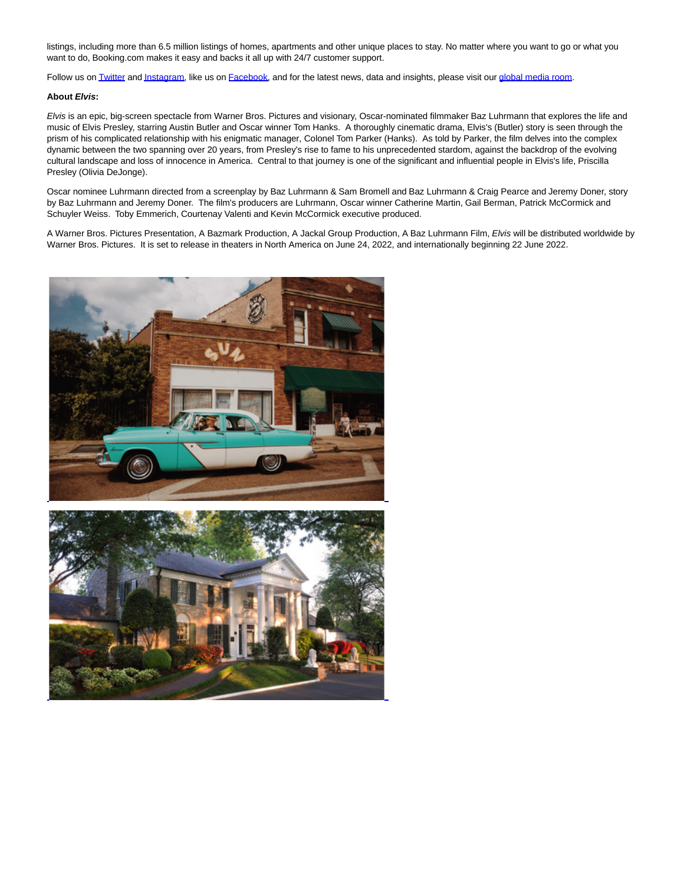listings, including more than 6.5 million listings of homes, apartments and other unique places to stay. No matter where you want to go or what you want to do, Booking.com makes it easy and backs it all up with 24/7 customer support.

Follow us on Twitter and Instagram, like us on Facebook, and for the latest news, data and insights, please visit our global media room.

**About *Elvis*:**

*Elvis* is an epic, big-screen spectacle from Warner Bros. Pictures and visionary, Oscar-nominated filmmaker Baz Luhrmann that explores the life and music of Elvis Presley, starring Austin Butler and Oscar winner Tom Hanks.  A thoroughly cinematic drama, Elvis's (Butler) story is seen through the prism of his complicated relationship with his enigmatic manager, Colonel Tom Parker (Hanks).  As told by Parker, the film delves into the complex dynamic between the two spanning over 20 years, from Presley's rise to fame to his unprecedented stardom, against the backdrop of the evolving cultural landscape and loss of innocence in America.  Central to that journey is one of the significant and influential people in Elvis's life, Priscilla Presley (Olivia DeJonge).

Oscar nominee Luhrmann directed from a screenplay by Baz Luhrmann & Sam Bromell and Baz Luhrmann & Craig Pearce and Jeremy Doner, story by Baz Luhrmann and Jeremy Doner.  The film's producers are Luhrmann, Oscar winner Catherine Martin, Gail Berman, Patrick McCormick and Schuyler Weiss.  Toby Emmerich, Courtenay Valenti and Kevin McCormick executive produced.

A Warner Bros. Pictures Presentation, A Bazmark Production, A Jackal Group Production, A Baz Luhrmann Film, *Elvis* will be distributed worldwide by Warner Bros. Pictures.  It is set to release in theaters in North America on June 24, 2022, and internationally beginning 22 June 2022.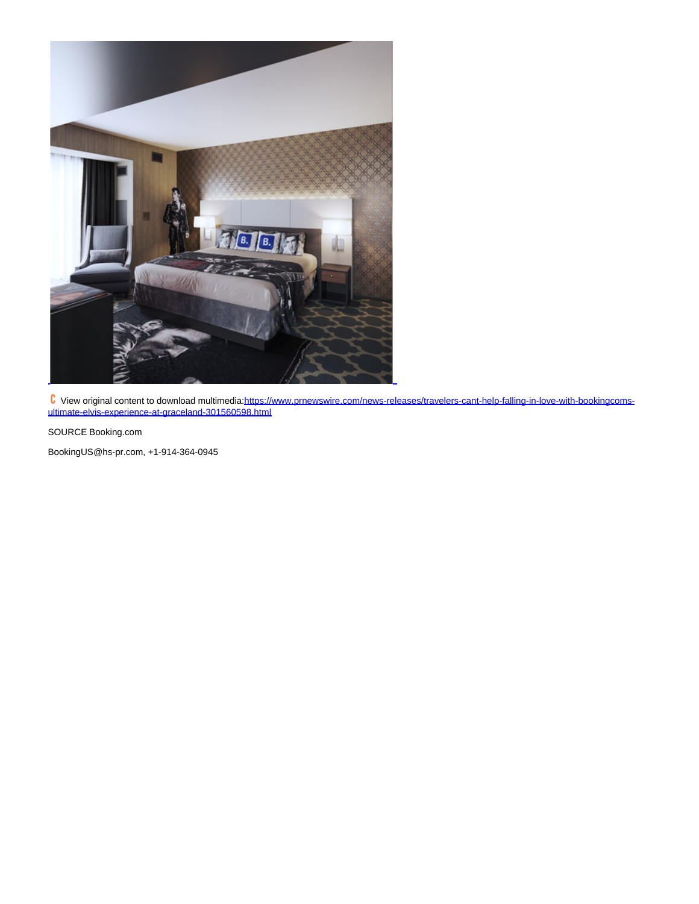View original content to download multimedia:https://www.prnewswire.com/news-releases/travelers-cant-help-falling-in-love-with-bookingcoms-ultimate-elvis-experience-at-graceland-301560598.html

SOURCE Booking.com

BookingUS@hs-pr.com, +1-914-364-0945